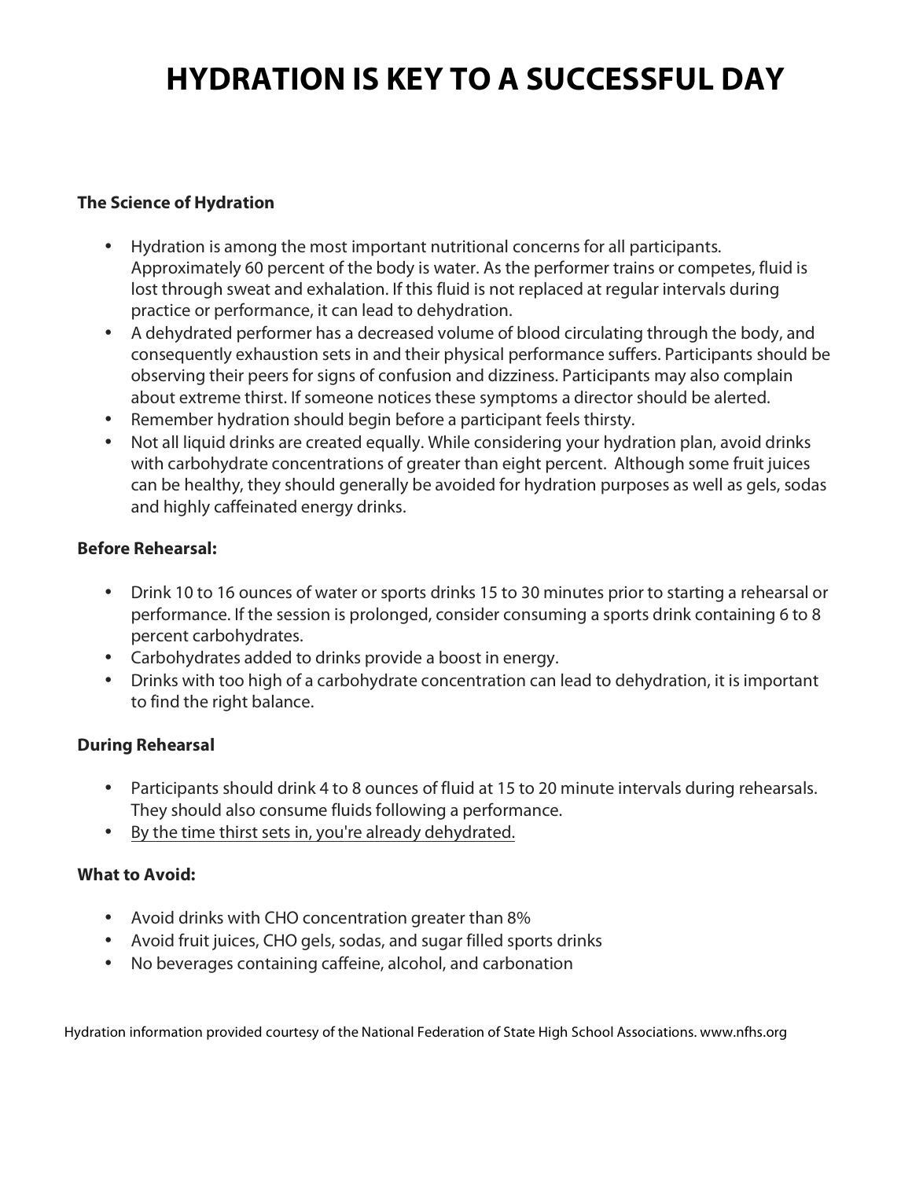# HYDRATION IS KEY TO A SUCCESSFUL DAY

**The Science of Hydration**

- Hydration is among the most important nutritional concerns for all participants. Approximately 60 percent of the body is water. As the performer trains or competes, fluid is lost through sweat and exhalation. If this fluid is not replaced at regular intervals during practice or performance, it can lead to dehydration.
- A dehydrated performer has a decreased volume of blood circulating through the body, and consequently exhaustion sets in and their physical performance suffers. Participants should be observing their peers for signs of confusion and dizziness. Participants may also complain about extreme thirst. If someone notices these symptoms a director should be alerted.
- Remember hydration should begin before a participant feels thirsty.
- Not all liquid drinks are created equally. While considering your hydration plan, avoid drinks with carbohydrate concentrations of greater than eight percent. Although some fruit juices can be healthy, they should generally be avoided for hydration purposes as well as gels, sodas and highly caffeinated energy drinks.

**Before Rehearsal:**

- Drink 10 to 16 ounces of water or sports drinks 15 to 30 minutes prior to starting a rehearsal or performance. If the session is prolonged, consider consuming a sports drink containing 6 to 8 percent carbohydrates.
- Carbohydrates added to drinks provide a boost in energy.
- Drinks with too high of a carbohydrate concentration can lead to dehydration, it is important to find the right balance.

**During Rehearsal**

- Participants should drink 4 to 8 ounces of fluid at 15 to 20 minute intervals during rehearsals. They should also consume fluids following a performance.
- <u>By the time thirst sets in, you're already dehydrated.</u>

**What to Avoid:**

- Avoid drinks with CHO concentration greater than 8%
- Avoid fruit juices, CHO gels, sodas, and sugar filled sports drinks
- No beverages containing caffeine, alcohol, and carbonation

Hydration information provided courtesy of the National Federation of State High School Associations. www.nfhs.org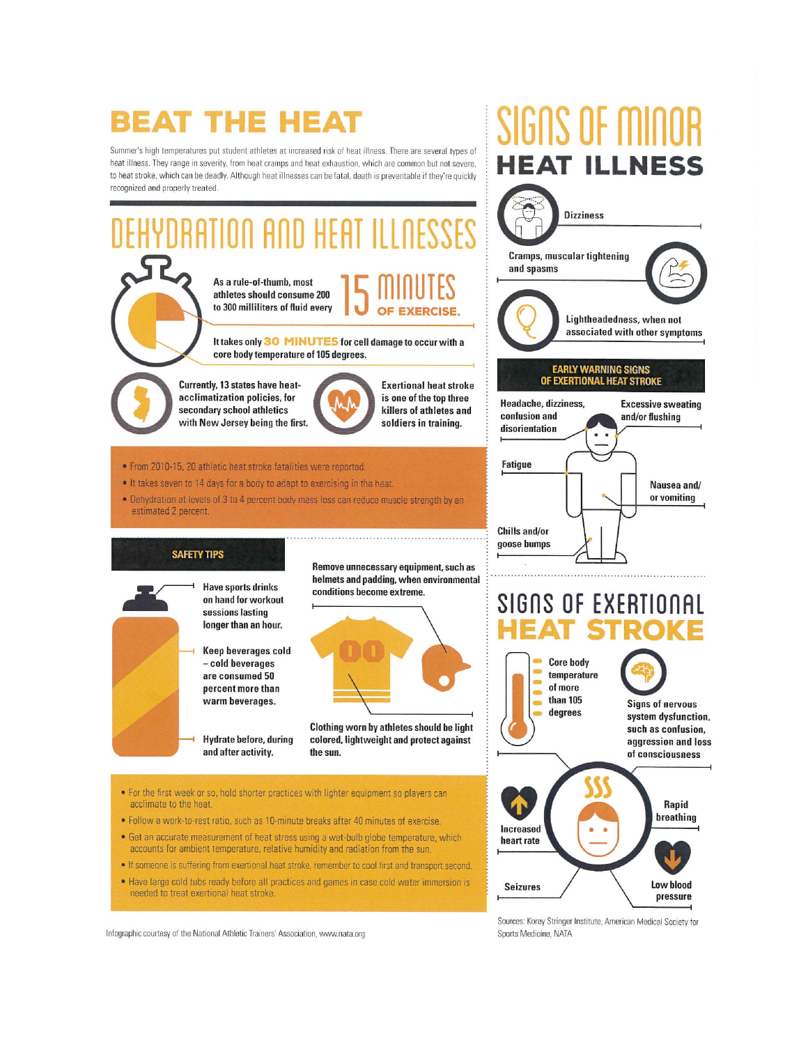# BEAT THE HEAT

Summer's high temperatures put student athletes at increased risk of heat illness. There are several types of heat illness. They range in severity, from heat cramps and heat exhaustion, which are common but not severe, to heat stroke, which can be deadly. Although heat illnesses can be fatal, death is preventable if they're quickly recognized and properly treated.

## DEHYDRATION AND HEAT ILLNESSES

As a rule-of-thumb, most athletes should consume 200 to 300 milliliters of fluid every **15 MINUTES OF EXERCISE.**

It takes only **30 MINUTES** for cell damage to occur with a core body temperature of 105 degrees.

Currently, 13 states have heat-acclimatization policies, for secondary school athletics with New Jersey being the first.

Exertional heat stroke is one of the top three killers of athletes and soldiers in training.

- From 2010-15, 20 athletic heat stroke fatalities were reported.
- It takes seven to 14 days for a body to adapt to exercising in the heat.
- Dehydration at levels of 3 to 4 percent body mass loss can reduce muscle strength by an estimated 2 percent.

### SAFETY TIPS

- Have sports drinks on hand for workout sessions lasting longer than an hour.
- Keep beverages cold – cold beverages are consumed 50 percent more than warm beverages.
- Hydrate before, during and after activity.
- Remove unnecessary equipment, such as helmets and padding, when environmental conditions become extreme.
- Clothing worn by athletes should be light colored, lightweight and protect against the sun.

- For the first week or so, hold shorter practices with lighter equipment so players can acclimate to the heat.
- Follow a work-to-rest ratio, such as 10-minute breaks after 40 minutes of exercise.
- Get an accurate measurement of heat stress using a wet-bulb globe temperature, which accounts for ambient temperature, relative humidity and radiation from the sun.
- If someone is suffering from exertional heat stroke, remember to cool first and transport second.
- Have large cold tubs ready before all practices and games in case cold water immersion is needed to treat exertional heat stroke.

Infographic courtesy of the National Athletic Trainers' Association, www.nata.org

## SIGNS OF MINOR HEAT ILLNESS

- Dizziness
- Cramps, muscular tightening and spasms
- Lightheadedness, when not associated with other symptoms

### EARLY WARNING SIGNS OF EXERTIONAL HEAT STROKE

- Headache, dizziness, confusion and disorientation
- Excessive sweating and/or flushing
- Fatigue
- Nausea and/or vomiting
- Chills and/or goose bumps

## SIGNS OF EXERTIONAL HEAT STROKE

- Core body temperature of more than 105 degrees
- Signs of nervous system dysfunction, such as confusion, aggression and loss of consciousness
- Increased heart rate
- Rapid breathing
- Seizures
- Low blood pressure

Sources: Korey Stringer Institute, American Medical Society for Sports Medicine, NATA